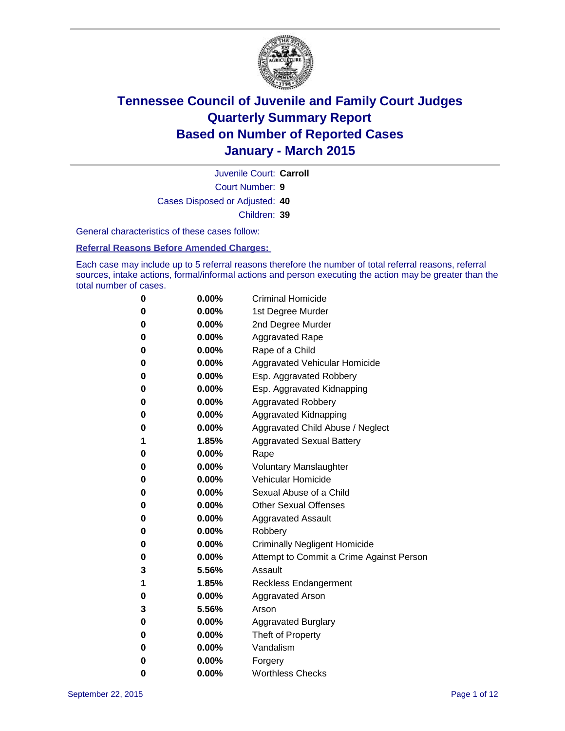# Tennessee Council of Juvenile and Family Court Judges
## Quarterly Summary Report
## Based on Number of Reported Cases
## January - March 2015

Juvenile Court: **Carroll**
Court Number: **9**
Cases Disposed or Adjusted: **40**
Children: **39**

General characteristics of these cases follow:

**Referral Reasons Before Amended Charges:**

Each case may include up to 5 referral reasons therefore the number of total referral reasons, referral sources, intake actions, formal/informal actions and person executing the action may be greater than the total number of cases.

| | | |
|---|---|---|
| 0 | 0.00% | Criminal Homicide |
| 0 | 0.00% | 1st Degree Murder |
| 0 | 0.00% | 2nd Degree Murder |
| 0 | 0.00% | Aggravated Rape |
| 0 | 0.00% | Rape of a Child |
| 0 | 0.00% | Aggravated Vehicular Homicide |
| 0 | 0.00% | Esp. Aggravated Robbery |
| 0 | 0.00% | Esp. Aggravated Kidnapping |
| 0 | 0.00% | Aggravated Robbery |
| 0 | 0.00% | Aggravated Kidnapping |
| 0 | 0.00% | Aggravated Child Abuse / Neglect |
| 1 | 1.85% | Aggravated Sexual Battery |
| 0 | 0.00% | Rape |
| 0 | 0.00% | Voluntary Manslaughter |
| 0 | 0.00% | Vehicular Homicide |
| 0 | 0.00% | Sexual Abuse of a Child |
| 0 | 0.00% | Other Sexual Offenses |
| 0 | 0.00% | Aggravated Assault |
| 0 | 0.00% | Robbery |
| 0 | 0.00% | Criminally Negligent Homicide |
| 0 | 0.00% | Attempt to Commit a Crime Against Person |
| 3 | 5.56% | Assault |
| 1 | 1.85% | Reckless Endangerment |
| 0 | 0.00% | Aggravated Arson |
| 3 | 5.56% | Arson |
| 0 | 0.00% | Aggravated Burglary |
| 0 | 0.00% | Theft of Property |
| 0 | 0.00% | Vandalism |
| 0 | 0.00% | Forgery |
| 0 | 0.00% | Worthless Checks |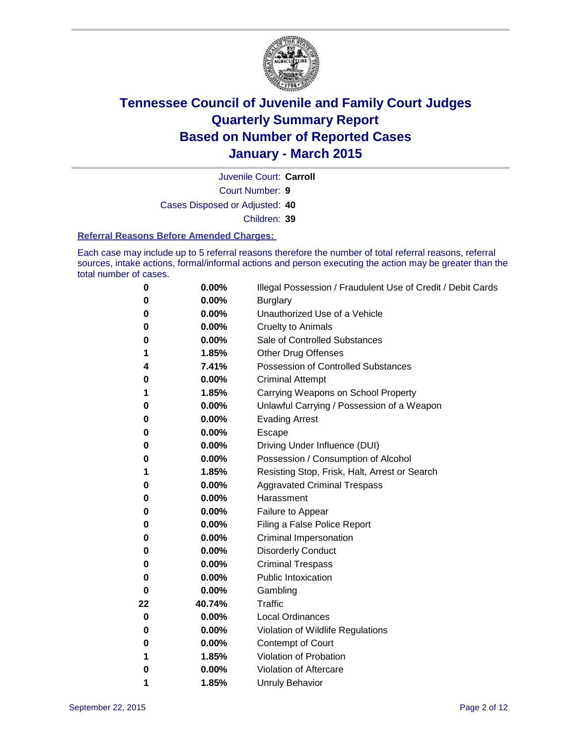# Tennessee Council of Juvenile and Family Court Judges
# Quarterly Summary Report
# Based on Number of Reported Cases
# January - March 2015

Juvenile Court: **Carroll**

Court Number: **9**

Cases Disposed or Adjusted: **40**

Children: **39**

### Referral Reasons Before Amended Charges:

Each case may include up to 5 referral reasons therefore the number of total referral reasons, referral sources, intake actions, formal/informal actions and person executing the action may be greater than the total number of cases.

| | | |
|---|---|---|
| 0 | 0.00% | Illegal Possession / Fraudulent Use of Credit / Debit Cards |
| 0 | 0.00% | Burglary |
| 0 | 0.00% | Unauthorized Use of a Vehicle |
| 0 | 0.00% | Cruelty to Animals |
| 0 | 0.00% | Sale of Controlled Substances |
| 1 | 1.85% | Other Drug Offenses |
| 4 | 7.41% | Possession of Controlled Substances |
| 0 | 0.00% | Criminal Attempt |
| 1 | 1.85% | Carrying Weapons on School Property |
| 0 | 0.00% | Unlawful Carrying / Possession of a Weapon |
| 0 | 0.00% | Evading Arrest |
| 0 | 0.00% | Escape |
| 0 | 0.00% | Driving Under Influence (DUI) |
| 0 | 0.00% | Possession / Consumption of Alcohol |
| 1 | 1.85% | Resisting Stop, Frisk, Halt, Arrest or Search |
| 0 | 0.00% | Aggravated Criminal Trespass |
| 0 | 0.00% | Harassment |
| 0 | 0.00% | Failure to Appear |
| 0 | 0.00% | Filing a False Police Report |
| 0 | 0.00% | Criminal Impersonation |
| 0 | 0.00% | Disorderly Conduct |
| 0 | 0.00% | Criminal Trespass |
| 0 | 0.00% | Public Intoxication |
| 0 | 0.00% | Gambling |
| 22 | 40.74% | Traffic |
| 0 | 0.00% | Local Ordinances |
| 0 | 0.00% | Violation of Wildlife Regulations |
| 0 | 0.00% | Contempt of Court |
| 1 | 1.85% | Violation of Probation |
| 0 | 0.00% | Violation of Aftercare |
| 1 | 1.85% | Unruly Behavior |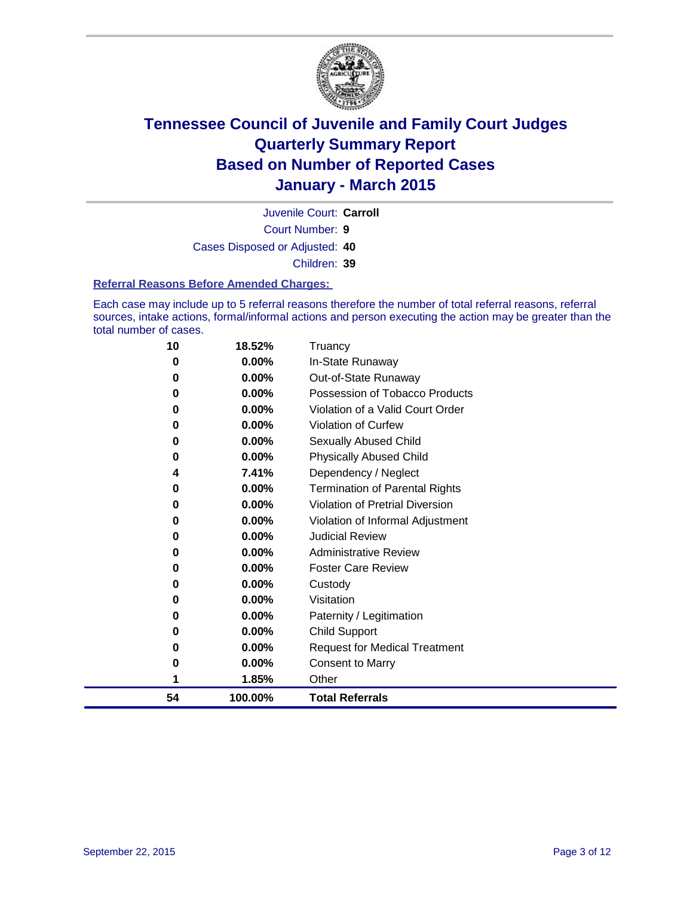# Tennessee Council of Juvenile and Family Court Judges
# Quarterly Summary Report
# Based on Number of Reported Cases
# January - March 2015

Juvenile Court: **Carroll**

Court Number: **9**

Cases Disposed or Adjusted: **40**

Children: **39**

**Referral Reasons Before Amended Charges:**

Each case may include up to 5 referral reasons therefore the number of total referral reasons, referral sources, intake actions, formal/informal actions and person executing the action may be greater than the total number of cases.

| Count | Percent | Referral Reason |
|---|---|---|
| 10 | 18.52% | Truancy |
| 0 | 0.00% | In-State Runaway |
| 0 | 0.00% | Out-of-State Runaway |
| 0 | 0.00% | Possession of Tobacco Products |
| 0 | 0.00% | Violation of a Valid Court Order |
| 0 | 0.00% | Violation of Curfew |
| 0 | 0.00% | Sexually Abused Child |
| 0 | 0.00% | Physically Abused Child |
| 4 | 7.41% | Dependency / Neglect |
| 0 | 0.00% | Termination of Parental Rights |
| 0 | 0.00% | Violation of Pretrial Diversion |
| 0 | 0.00% | Violation of Informal Adjustment |
| 0 | 0.00% | Judicial Review |
| 0 | 0.00% | Administrative Review |
| 0 | 0.00% | Foster Care Review |
| 0 | 0.00% | Custody |
| 0 | 0.00% | Visitation |
| 0 | 0.00% | Paternity / Legitimation |
| 0 | 0.00% | Child Support |
| 0 | 0.00% | Request for Medical Treatment |
| 0 | 0.00% | Consent to Marry |
| 1 | 1.85% | Other |
| **54** | **100.00%** | **Total Referrals** |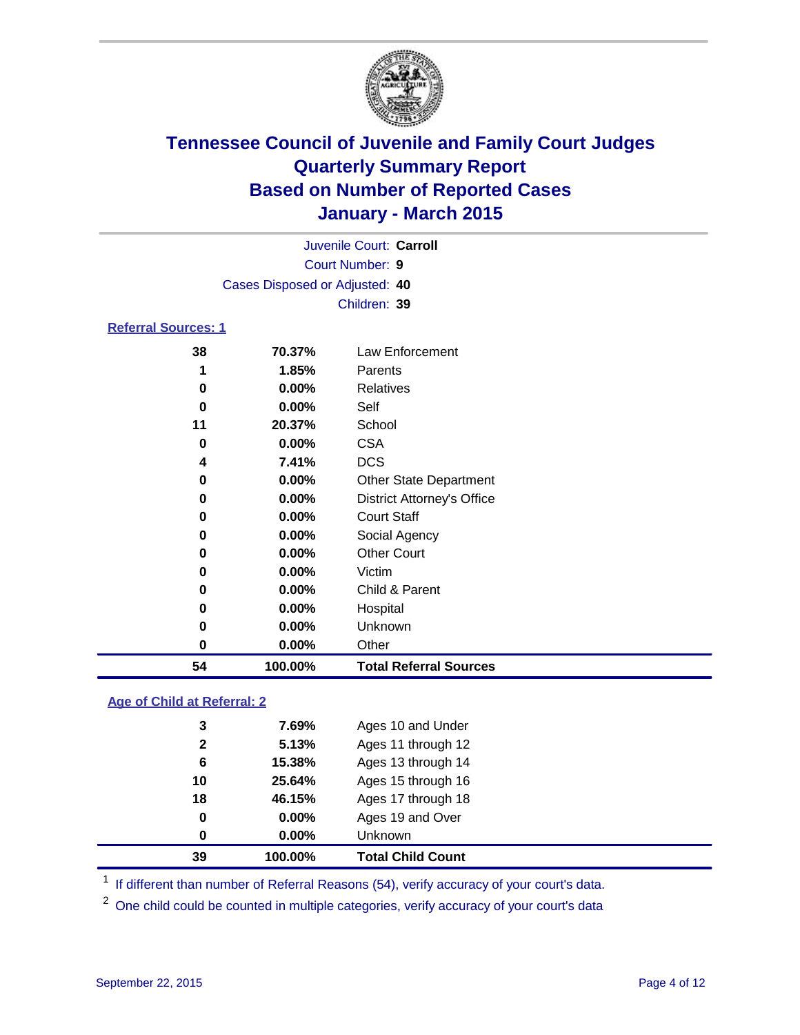# Tennessee Council of Juvenile and Family Court Judges
# Quarterly Summary Report
# Based on Number of Reported Cases
# January - March 2015

Juvenile Court: **Carroll**

Court Number: **9**

Cases Disposed or Adjusted: **40**

Children: **39**

## Referral Sources: 1

| Count | Percent | Source |
|---|---|---|
| 38 | 70.37% | Law Enforcement |
| 1 | 1.85% | Parents |
| 0 | 0.00% | Relatives |
| 0 | 0.00% | Self |
| 11 | 20.37% | School |
| 0 | 0.00% | CSA |
| 4 | 7.41% | DCS |
| 0 | 0.00% | Other State Department |
| 0 | 0.00% | District Attorney's Office |
| 0 | 0.00% | Court Staff |
| 0 | 0.00% | Social Agency |
| 0 | 0.00% | Other Court |
| 0 | 0.00% | Victim |
| 0 | 0.00% | Child & Parent |
| 0 | 0.00% | Hospital |
| 0 | 0.00% | Unknown |
| 0 | 0.00% | Other |
| **54** | **100.00%** | **Total Referral Sources** |

## Age of Child at Referral: 2

| Count | Percent | Age |
|---|---|---|
| 3 | 7.69% | Ages 10 and Under |
| 2 | 5.13% | Ages 11 through 12 |
| 6 | 15.38% | Ages 13 through 14 |
| 10 | 25.64% | Ages 15 through 16 |
| 18 | 46.15% | Ages 17 through 18 |
| 0 | 0.00% | Ages 19 and Over |
| 0 | 0.00% | Unknown |
| **39** | **100.00%** | **Total Child Count** |

[1] If different than number of Referral Reasons (54), verify accuracy of your court's data.

[2] One child could be counted in multiple categories, verify accuracy of your court's data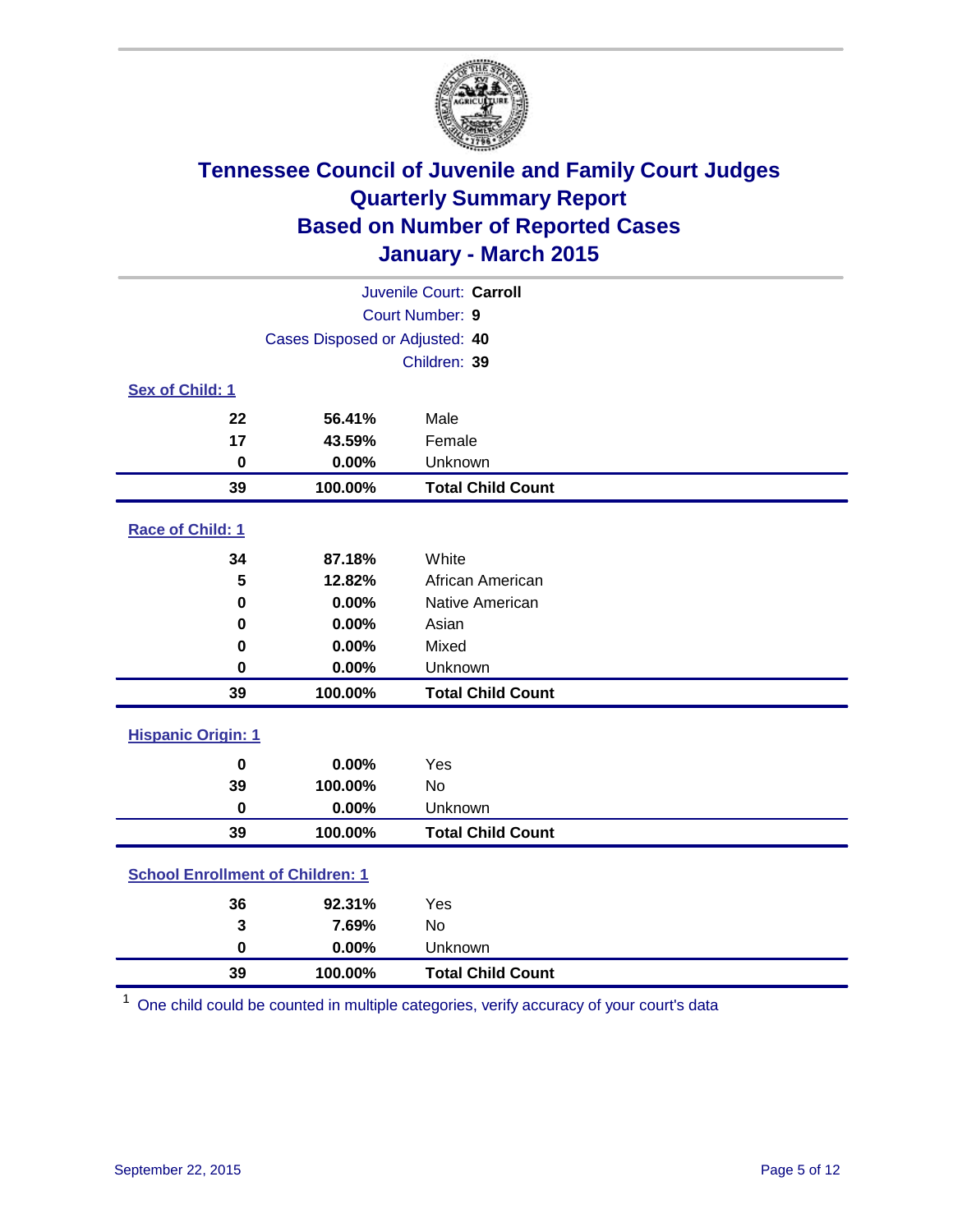# Tennessee Council of Juvenile and Family Court Judges
# Quarterly Summary Report
# Based on Number of Reported Cases
# January - March 2015

Juvenile Court: **Carroll**
Court Number: **9**
Cases Disposed or Adjusted: **40**
Children: **39**

## Sex of Child: [1]

| Count | Percent | Category |
|---|---|---|
| **22** | **56.41%** | Male |
| **17** | **43.59%** | Female |
| **0** | **0.00%** | Unknown |
| **39** | **100.00%** | **Total Child Count** |

## Race of Child: [1]

| Count | Percent | Category |
|---|---|---|
| **34** | **87.18%** | White |
| **5** | **12.82%** | African American |
| **0** | **0.00%** | Native American |
| **0** | **0.00%** | Asian |
| **0** | **0.00%** | Mixed |
| **0** | **0.00%** | Unknown |
| **39** | **100.00%** | **Total Child Count** |

## Hispanic Origin: [1]

| Count | Percent | Category |
|---|---|---|
| **0** | **0.00%** | Yes |
| **39** | **100.00%** | No |
| **0** | **0.00%** | Unknown |
| **39** | **100.00%** | **Total Child Count** |

## School Enrollment of Children: [1]

| Count | Percent | Category |
|---|---|---|
| **36** | **92.31%** | Yes |
| **3** | **7.69%** | No |
| **0** | **0.00%** | Unknown |
| **39** | **100.00%** | **Total Child Count** |

[1] One child could be counted in multiple categories, verify accuracy of your court's data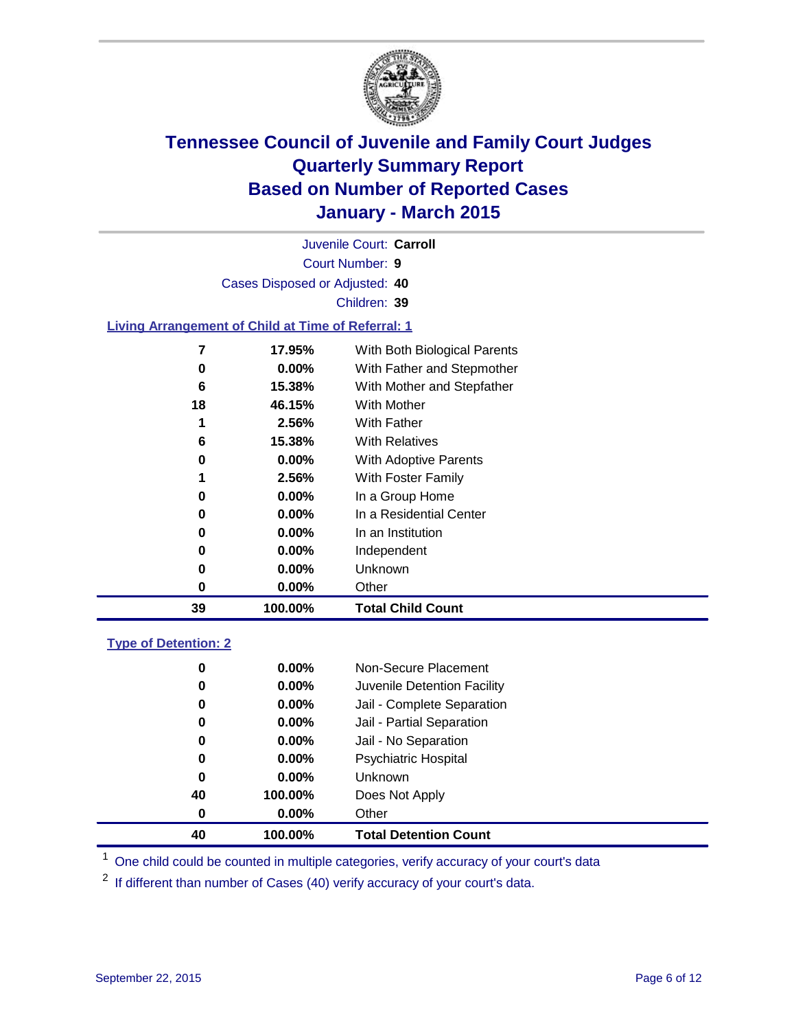# Tennessee Council of Juvenile and Family Court Judges
## Quarterly Summary Report
## Based on Number of Reported Cases
## January - March 2015

Juvenile Court: **Carroll**

Court Number: **9**

Cases Disposed or Adjusted: **40**

Children: **39**

### Living Arrangement of Child at Time of Referral: 1

| | | |
|---|---|---|
| 7 | 17.95% | With Both Biological Parents |
| 0 | 0.00% | With Father and Stepmother |
| 6 | 15.38% | With Mother and Stepfather |
| 18 | 46.15% | With Mother |
| 1 | 2.56% | With Father |
| 6 | 15.38% | With Relatives |
| 0 | 0.00% | With Adoptive Parents |
| 1 | 2.56% | With Foster Family |
| 0 | 0.00% | In a Group Home |
| 0 | 0.00% | In a Residential Center |
| 0 | 0.00% | In an Institution |
| 0 | 0.00% | Independent |
| 0 | 0.00% | Unknown |
| 0 | 0.00% | Other |
| **39** | **100.00%** | **Total Child Count** |

### Type of Detention: 2

| | | |
|---|---|---|
| 0 | 0.00% | Non-Secure Placement |
| 0 | 0.00% | Juvenile Detention Facility |
| 0 | 0.00% | Jail - Complete Separation |
| 0 | 0.00% | Jail - Partial Separation |
| 0 | 0.00% | Jail - No Separation |
| 0 | 0.00% | Psychiatric Hospital |
| 0 | 0.00% | Unknown |
| 40 | 100.00% | Does Not Apply |
| 0 | 0.00% | Other |
| **40** | **100.00%** | **Total Detention Count** |

[1] One child could be counted in multiple categories, verify accuracy of your court's data

[2] If different than number of Cases (40) verify accuracy of your court's data.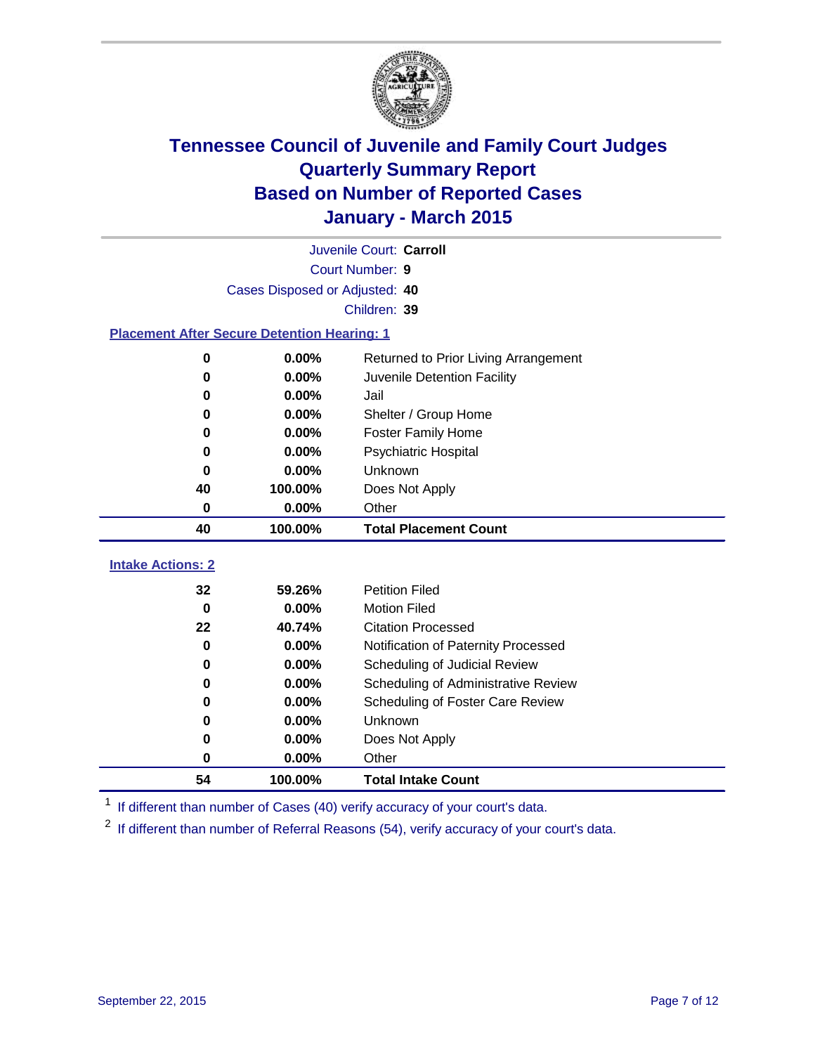# Tennessee Council of Juvenile and Family Court Judges
# Quarterly Summary Report
# Based on Number of Reported Cases
# January - March 2015

Juvenile Court: **Carroll**
Court Number: **9**
Cases Disposed or Adjusted: **40**
Children: **39**

### Placement After Secure Detention Hearing: 1

| Count | Percent | Placement |
|---|---|---|
| 0 | 0.00% | Returned to Prior Living Arrangement |
| 0 | 0.00% | Juvenile Detention Facility |
| 0 | 0.00% | Jail |
| 0 | 0.00% | Shelter / Group Home |
| 0 | 0.00% | Foster Family Home |
| 0 | 0.00% | Psychiatric Hospital |
| 0 | 0.00% | Unknown |
| 40 | 100.00% | Does Not Apply |
| 0 | 0.00% | Other |
| **40** | **100.00%** | **Total Placement Count** |

### Intake Actions: 2

| Count | Percent | Intake Action |
|---|---|---|
| 32 | 59.26% | Petition Filed |
| 0 | 0.00% | Motion Filed |
| 22 | 40.74% | Citation Processed |
| 0 | 0.00% | Notification of Paternity Processed |
| 0 | 0.00% | Scheduling of Judicial Review |
| 0 | 0.00% | Scheduling of Administrative Review |
| 0 | 0.00% | Scheduling of Foster Care Review |
| 0 | 0.00% | Unknown |
| 0 | 0.00% | Does Not Apply |
| 0 | 0.00% | Other |
| **54** | **100.00%** | **Total Intake Count** |

[1] If different than number of Cases (40) verify accuracy of your court's data.

[2] If different than number of Referral Reasons (54), verify accuracy of your court's data.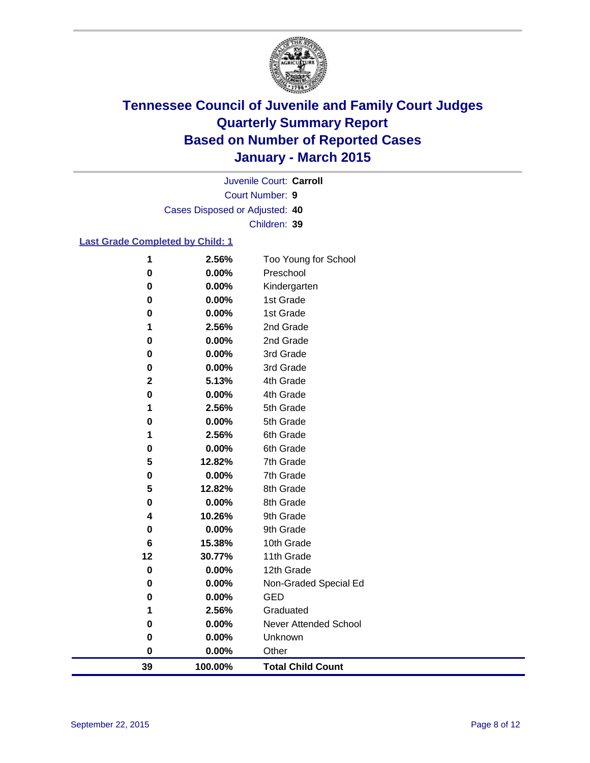# Tennessee Council of Juvenile and Family Court Judges
# Quarterly Summary Report
# Based on Number of Reported Cases
# January - March 2015

Juvenile Court: **Carroll**

Court Number: **9**

Cases Disposed or Adjusted: **40**

Children: **39**

## Last Grade Completed by Child: 1

| Count | Percent | Grade |
|---|---|---|
| **1** | **2.56%** | Too Young for School |
| **0** | **0.00%** | Preschool |
| **0** | **0.00%** | Kindergarten |
| **0** | **0.00%** | 1st Grade |
| **0** | **0.00%** | 1st Grade |
| **1** | **2.56%** | 2nd Grade |
| **0** | **0.00%** | 2nd Grade |
| **0** | **0.00%** | 3rd Grade |
| **0** | **0.00%** | 3rd Grade |
| **2** | **5.13%** | 4th Grade |
| **0** | **0.00%** | 4th Grade |
| **1** | **2.56%** | 5th Grade |
| **0** | **0.00%** | 5th Grade |
| **1** | **2.56%** | 6th Grade |
| **0** | **0.00%** | 6th Grade |
| **5** | **12.82%** | 7th Grade |
| **0** | **0.00%** | 7th Grade |
| **5** | **12.82%** | 8th Grade |
| **0** | **0.00%** | 8th Grade |
| **4** | **10.26%** | 9th Grade |
| **0** | **0.00%** | 9th Grade |
| **6** | **15.38%** | 10th Grade |
| **12** | **30.77%** | 11th Grade |
| **0** | **0.00%** | 12th Grade |
| **0** | **0.00%** | Non-Graded Special Ed |
| **0** | **0.00%** | GED |
| **1** | **2.56%** | Graduated |
| **0** | **0.00%** | Never Attended School |
| **0** | **0.00%** | Unknown |
| **0** | **0.00%** | Other |
| **39** | **100.00%** | **Total Child Count** |

September 22, 2015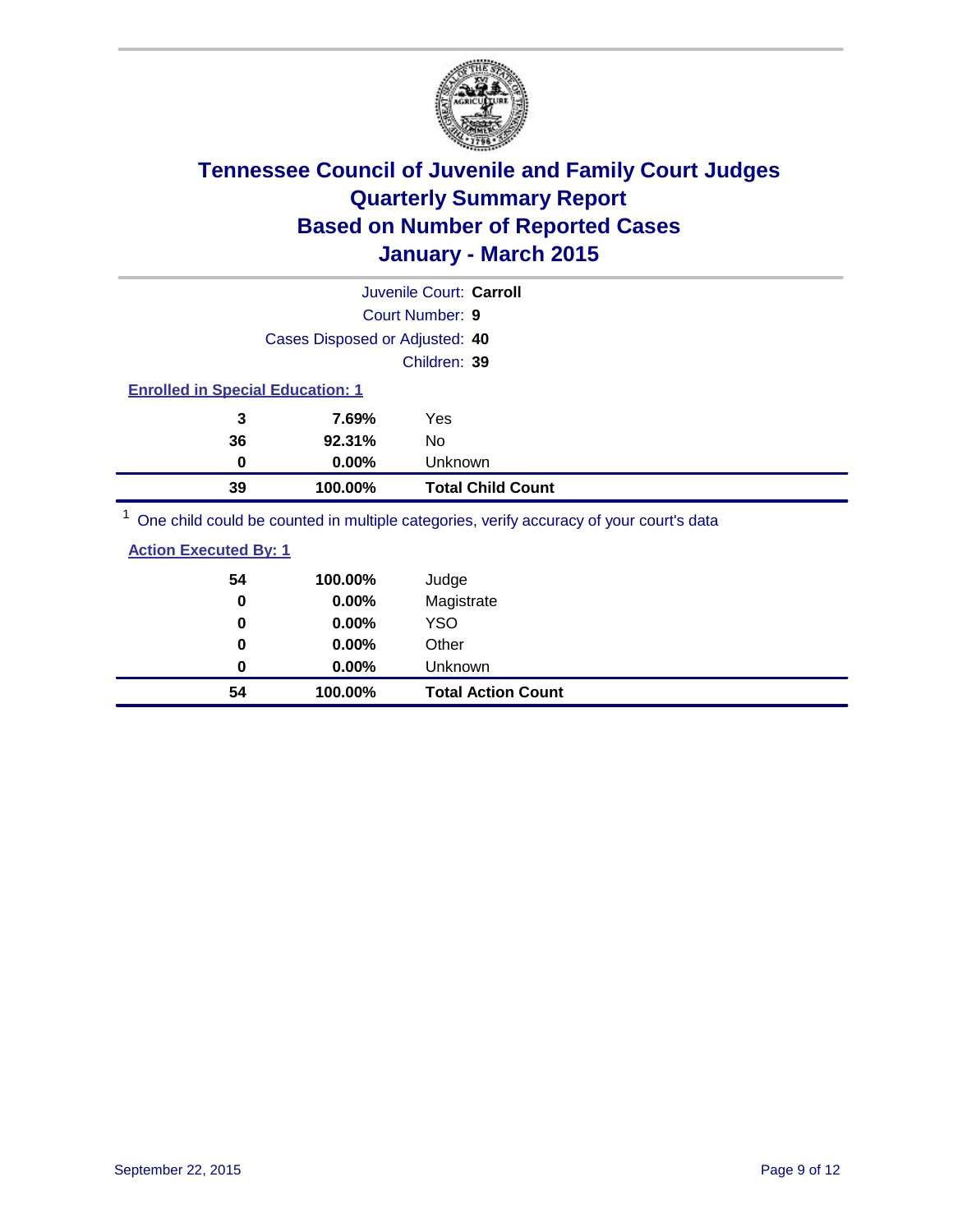# Tennessee Council of Juvenile and Family Court Judges
# Quarterly Summary Report
# Based on Number of Reported Cases
# January - March 2015

Juvenile Court: **Carroll**

Court Number: **9**

Cases Disposed or Adjusted: **40**

Children: **39**

**Enrolled in Special Education: 1**

| | | |
|---|---|---|
| **3** | **7.69%** | Yes |
| **36** | **92.31%** | No |
| **0** | **0.00%** | Unknown |
| **39** | **100.00%** | **Total Child Count** |

[1] One child could be counted in multiple categories, verify accuracy of your court's data

**Action Executed By: 1**

| | | |
|---|---|---|
| **54** | **100.00%** | Judge |
| **0** | **0.00%** | Magistrate |
| **0** | **0.00%** | YSO |
| **0** | **0.00%** | Other |
| **0** | **0.00%** | Unknown |
| **54** | **100.00%** | **Total Action Count** |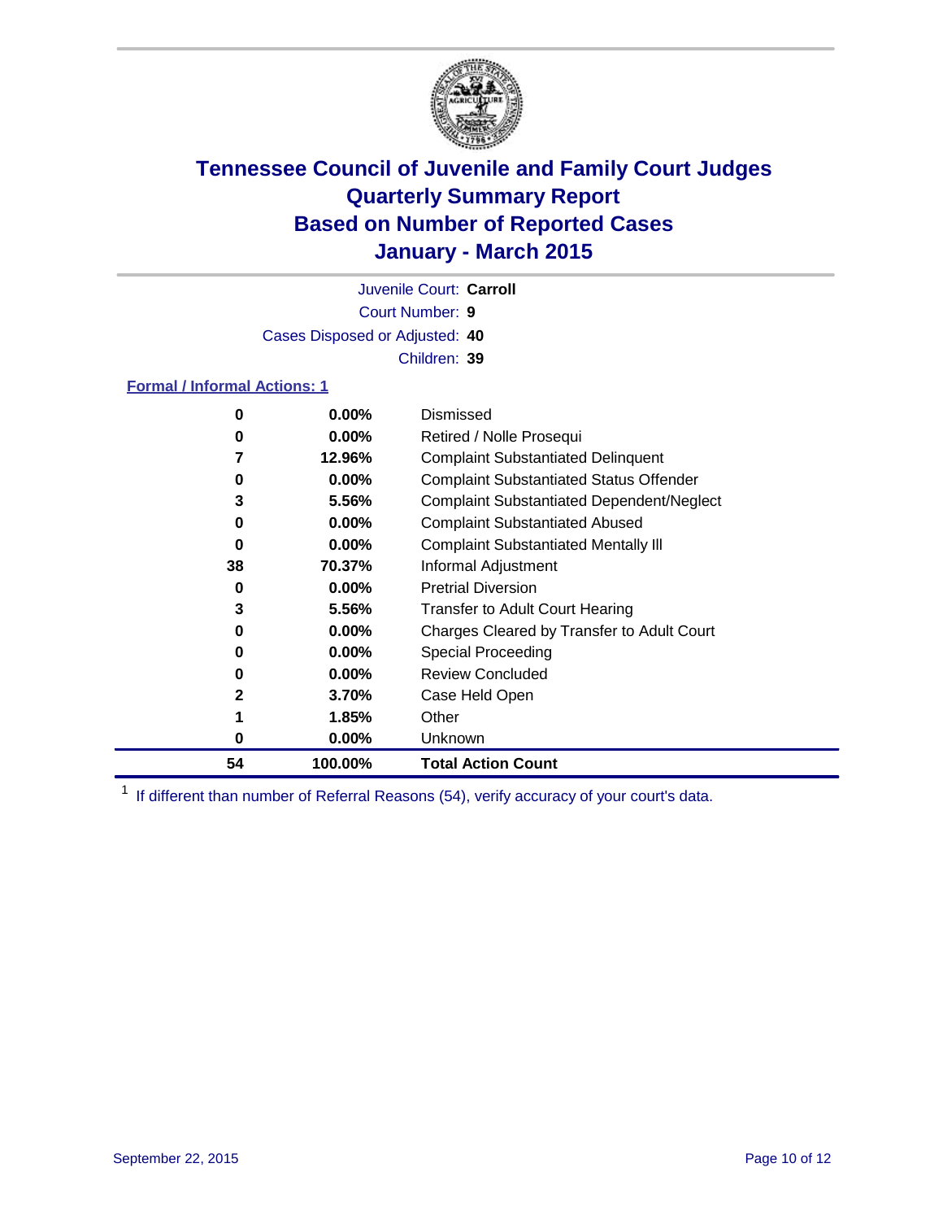# Tennessee Council of Juvenile and Family Court Judges
## Quarterly Summary Report
## Based on Number of Reported Cases
## January - March 2015

Juvenile Court: **Carroll**

Court Number: **9**

Cases Disposed or Adjusted: **40**

Children: **39**

**Formal / Informal Actions: 1**

| Count | Percent | Action |
|---|---|---|
| 0 | 0.00% | Dismissed |
| 0 | 0.00% | Retired / Nolle Prosequi |
| 7 | 12.96% | Complaint Substantiated Delinquent |
| 0 | 0.00% | Complaint Substantiated Status Offender |
| 3 | 5.56% | Complaint Substantiated Dependent/Neglect |
| 0 | 0.00% | Complaint Substantiated Abused |
| 0 | 0.00% | Complaint Substantiated Mentally Ill |
| 38 | 70.37% | Informal Adjustment |
| 0 | 0.00% | Pretrial Diversion |
| 3 | 5.56% | Transfer to Adult Court Hearing |
| 0 | 0.00% | Charges Cleared by Transfer to Adult Court |
| 0 | 0.00% | Special Proceeding |
| 0 | 0.00% | Review Concluded |
| 2 | 3.70% | Case Held Open |
| 1 | 1.85% | Other |
| 0 | 0.00% | Unknown |
| **54** | **100.00%** | **Total Action Count** |

[1] If different than number of Referral Reasons (54), verify accuracy of your court's data.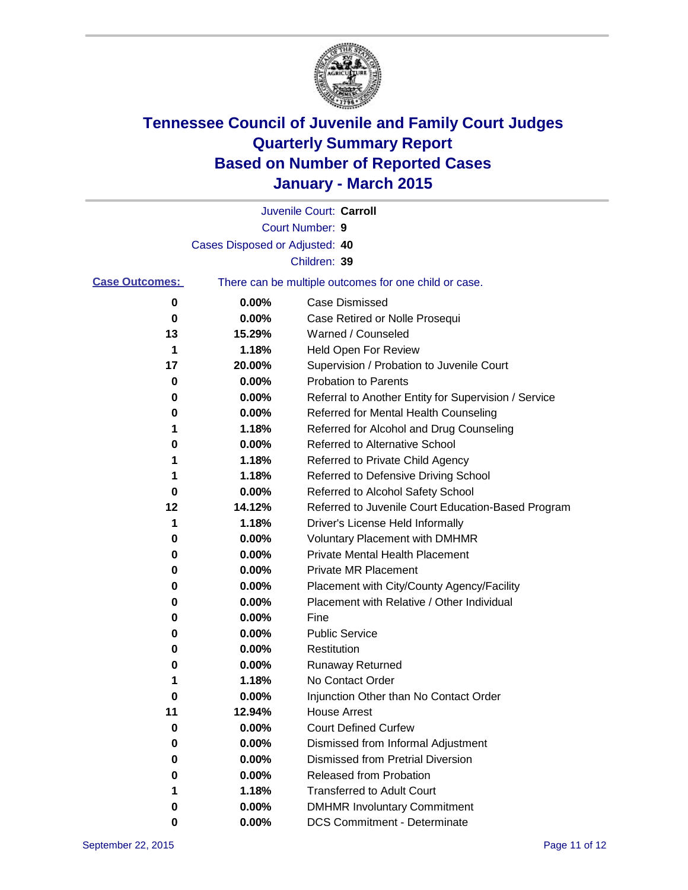# Tennessee Council of Juvenile and Family Court Judges
## Quarterly Summary Report
## Based on Number of Reported Cases
## January - March 2015

Juvenile Court: **Carroll**

Court Number: **9**

Cases Disposed or Adjusted: **40**

Children: **39**

**Case Outcomes:** There can be multiple outcomes for one child or case.

| Count | Percent | Outcome |
|---|---|---|
| 0 | 0.00% | Case Dismissed |
| 0 | 0.00% | Case Retired or Nolle Prosequi |
| 13 | 15.29% | Warned / Counseled |
| 1 | 1.18% | Held Open For Review |
| 17 | 20.00% | Supervision / Probation to Juvenile Court |
| 0 | 0.00% | Probation to Parents |
| 0 | 0.00% | Referral to Another Entity for Supervision / Service |
| 0 | 0.00% | Referred for Mental Health Counseling |
| 1 | 1.18% | Referred for Alcohol and Drug Counseling |
| 0 | 0.00% | Referred to Alternative School |
| 1 | 1.18% | Referred to Private Child Agency |
| 1 | 1.18% | Referred to Defensive Driving School |
| 0 | 0.00% | Referred to Alcohol Safety School |
| 12 | 14.12% | Referred to Juvenile Court Education-Based Program |
| 1 | 1.18% | Driver's License Held Informally |
| 0 | 0.00% | Voluntary Placement with DMHMR |
| 0 | 0.00% | Private Mental Health Placement |
| 0 | 0.00% | Private MR Placement |
| 0 | 0.00% | Placement with City/County Agency/Facility |
| 0 | 0.00% | Placement with Relative / Other Individual |
| 0 | 0.00% | Fine |
| 0 | 0.00% | Public Service |
| 0 | 0.00% | Restitution |
| 0 | 0.00% | Runaway Returned |
| 1 | 1.18% | No Contact Order |
| 0 | 0.00% | Injunction Other than No Contact Order |
| 11 | 12.94% | House Arrest |
| 0 | 0.00% | Court Defined Curfew |
| 0 | 0.00% | Dismissed from Informal Adjustment |
| 0 | 0.00% | Dismissed from Pretrial Diversion |
| 0 | 0.00% | Released from Probation |
| 1 | 1.18% | Transferred to Adult Court |
| 0 | 0.00% | DMHMR Involuntary Commitment |
| 0 | 0.00% | DCS Commitment - Determinate |

September 22, 2015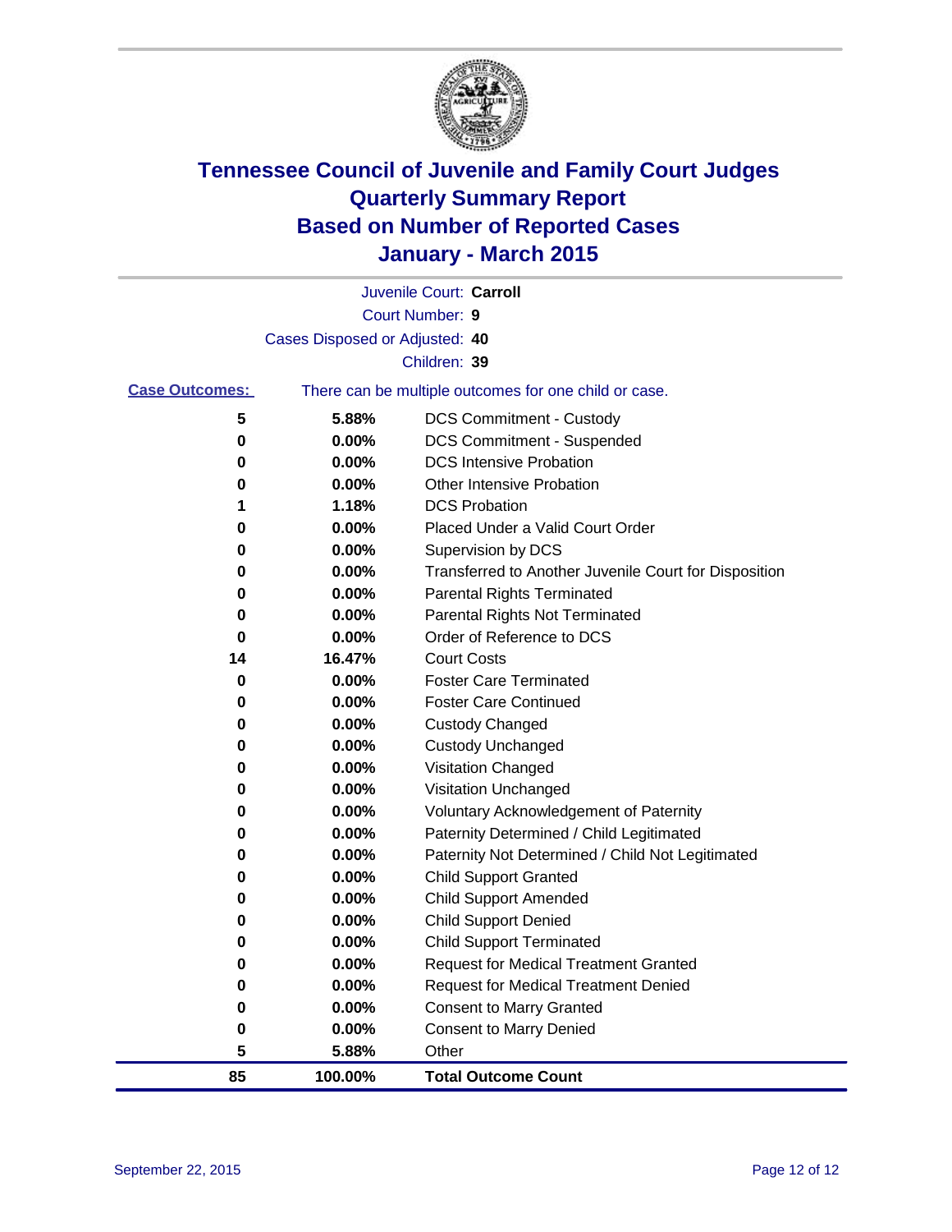# Tennessee Council of Juvenile and Family Court Judges
# Quarterly Summary Report
# Based on Number of Reported Cases
# January - March 2015

Juvenile Court: **Carroll**

Court Number: **9**

Cases Disposed or Adjusted: **40**

Children: **39**

**Case Outcomes:** There can be multiple outcomes for one child or case.

| | | |
|---|---|---|
| 5 | 5.88% | DCS Commitment - Custody |
| 0 | 0.00% | DCS Commitment - Suspended |
| 0 | 0.00% | DCS Intensive Probation |
| 0 | 0.00% | Other Intensive Probation |
| 1 | 1.18% | DCS Probation |
| 0 | 0.00% | Placed Under a Valid Court Order |
| 0 | 0.00% | Supervision by DCS |
| 0 | 0.00% | Transferred to Another Juvenile Court for Disposition |
| 0 | 0.00% | Parental Rights Terminated |
| 0 | 0.00% | Parental Rights Not Terminated |
| 0 | 0.00% | Order of Reference to DCS |
| 14 | 16.47% | Court Costs |
| 0 | 0.00% | Foster Care Terminated |
| 0 | 0.00% | Foster Care Continued |
| 0 | 0.00% | Custody Changed |
| 0 | 0.00% | Custody Unchanged |
| 0 | 0.00% | Visitation Changed |
| 0 | 0.00% | Visitation Unchanged |
| 0 | 0.00% | Voluntary Acknowledgement of Paternity |
| 0 | 0.00% | Paternity Determined / Child Legitimated |
| 0 | 0.00% | Paternity Not Determined / Child Not Legitimated |
| 0 | 0.00% | Child Support Granted |
| 0 | 0.00% | Child Support Amended |
| 0 | 0.00% | Child Support Denied |
| 0 | 0.00% | Child Support Terminated |
| 0 | 0.00% | Request for Medical Treatment Granted |
| 0 | 0.00% | Request for Medical Treatment Denied |
| 0 | 0.00% | Consent to Marry Granted |
| 0 | 0.00% | Consent to Marry Denied |
| 5 | 5.88% | Other |
| **85** | **100.00%** | **Total Outcome Count** |

September 22, 2015